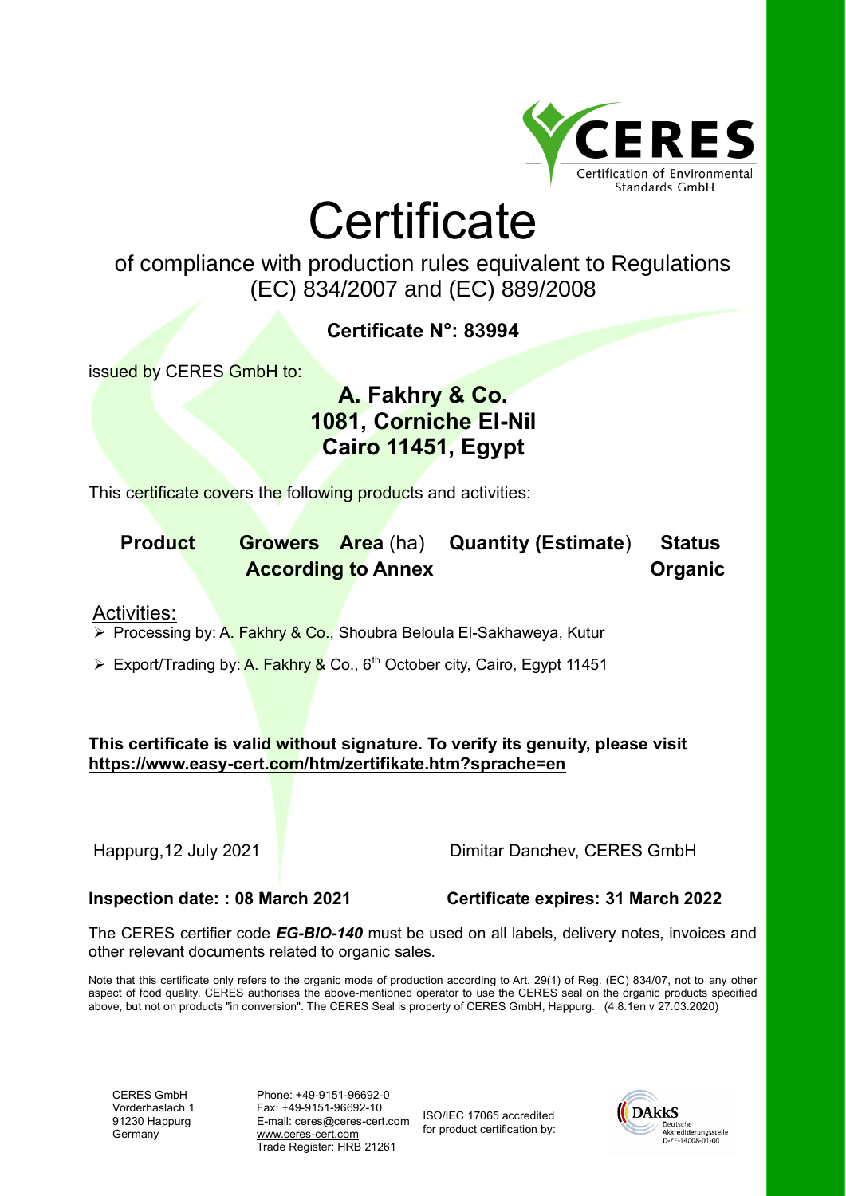CERES
Certification of Environmental Standards GmbH

# Certificate

of compliance with production rules equivalent to Regulations (EC) 834/2007 and (EC) 889/2008

**Certificate N°: 83994**

issued by CERES GmbH to:

**A. Fakhry & Co.**
**1081, Corniche El-Nil**
**Cairo 11451, Egypt**

This certificate covers the following products and activities:

| **Product** | **Growers** | **Area** (ha) | **Quantity (Estimate)** | **Status** |
|---|---|---|---|---|
| | **According to Annex** | | | **Organic** |

Activities:

- Processing by: A. Fakhry & Co., Shoubra Beloula El-Sakhaweya, Kutur
- Export/Trading by: A. Fakhry & Co., 6th October city, Cairo, Egypt 11451

**This certificate is valid without signature. To verify its genuity, please visit https://www.easy-cert.com/htm/zertifikate.htm?sprache=en**

Happurg,12 July 2021

Dimitar Danchev, CERES GmbH

**Inspection date: : 08 March 2021**

**Certificate expires: 31 March 2022**

The CERES certifier code ***EG-BIO-140*** must be used on all labels, delivery notes, invoices and other relevant documents related to organic sales.

Note that this certificate only refers to the organic mode of production according to Art. 29(1) of Reg. (EC) 834/07, not to any other aspect of food quality. CERES authorises the above-mentioned operator to use the CERES seal on the organic products specified above, but not on products "in conversion". The CERES Seal is property of CERES GmbH, Happurg. (4.8.1en v 27.03.2020)

CERES GmbH
Vorderhaslach 1
91230 Happurg
Germany

Phone: +49-9151-96692-0
Fax: +49-9151-96692-10
E-mail: ceres@ceres-cert.com
www.ceres-cert.com
Trade Register: HRB 21261

ISO/IEC 17065 accredited for product certification by:

DAkkS Deutsche Akkreditierungsstelle D-ZE-14008-01-00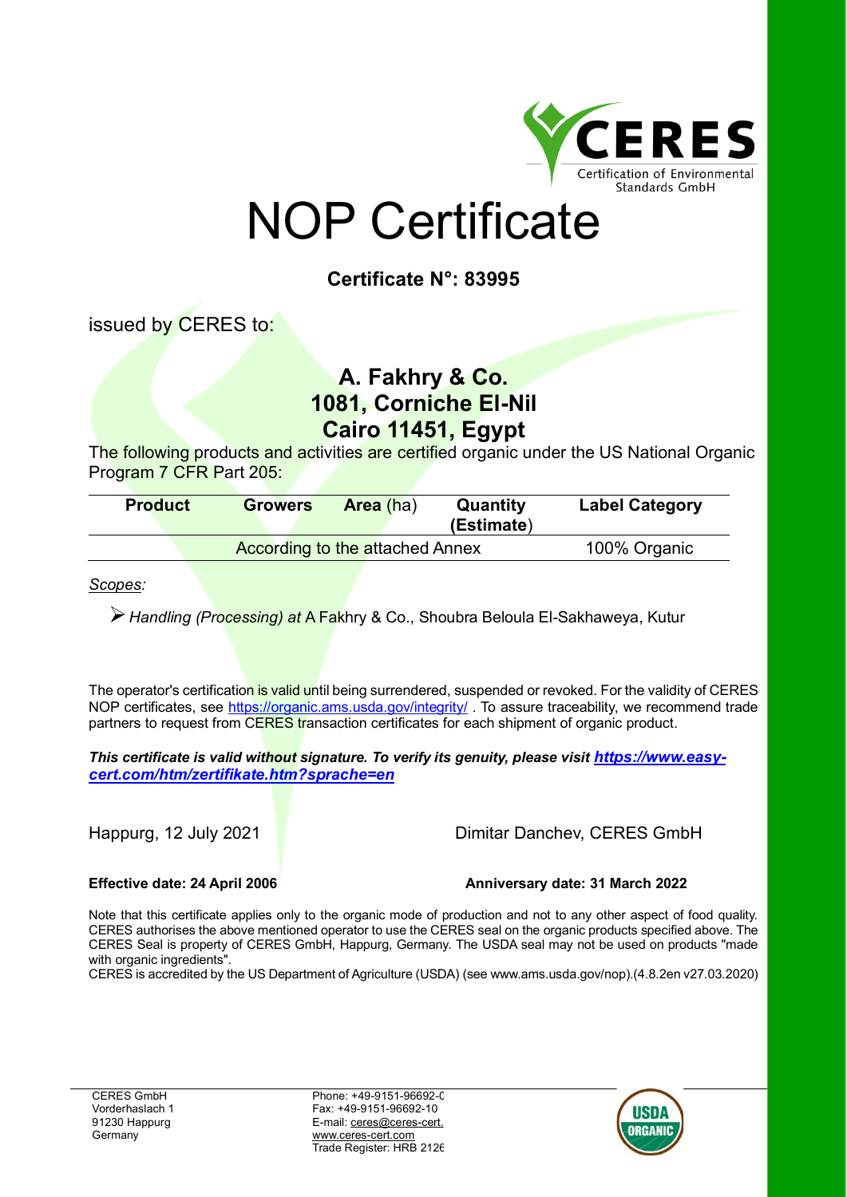# NOP Certificate

**Certificate N°: 83995**

issued by CERES to:

**A. Fakhry & Co.**
**1081, Corniche El-Nil**
**Cairo 11451, Egypt**

The following products and activities are certified organic under the US National Organic Program 7 CFR Part 205:

| **Product** | **Growers** | **Area** (ha) | **Quantity (Estimate)** | **Label Category** |
|---|---|---|---|---|
| According to the attached Annex | | | | 100% Organic |

*Scopes:*

- *Handling (Processing) at* A Fakhry & Co., Shoubra Beloula El-Sakhaweya, Kutur

The operator's certification is valid until being surrendered, suspended or revoked. For the validity of CERES NOP certificates, see https://organic.ams.usda.gov/integrity/ . To assure traceability, we recommend trade partners to request from CERES transaction certificates for each shipment of organic product.

***This certificate is valid without signature. To verify its genuity, please visit https://www.easy-cert.com/htm/zertifikate.htm?sprache=en***

Happurg, 12 July 2021

Dimitar Danchev, CERES GmbH

**Effective date: 24 April 2006**

**Anniversary date: 31 March 2022**

Note that this certificate applies only to the organic mode of production and not to any other aspect of food quality. CERES authorises the above mentioned operator to use the CERES seal on the organic products specified above. The CERES Seal is property of CERES GmbH, Happurg, Germany. The USDA seal may not be used on products "made with organic ingredients".
CERES is accredited by the US Department of Agriculture (USDA) (see www.ams.usda.gov/nop).(4.8.2en v27.03.2020)

CERES GmbH
Vorderhaslach 1
91230 Happurg
Germany

Phone: +49-9151-96692-0
Fax: +49-9151-96692-10
E-mail: ceres@ceres-cert.
www.ceres-cert.com
Trade Register: HRB 2126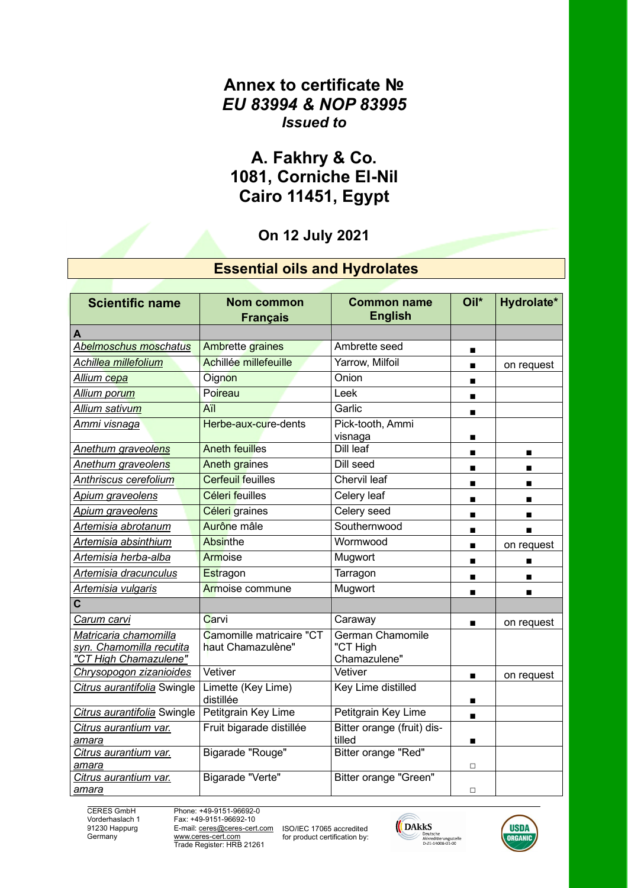# Annex to certificate № *EU 83994 & NOP 83995*
### *Issued to*

## A. Fakhry & Co.
## 1081, Corniche El-Nil
## Cairo 11451, Egypt

### On 12 July 2021

## Essential oils and Hydrolates

| Scientific name | Nom common Français | Common name English | Oil* | Hydrolate* |
|---|---|---|---|---|
| **A** | | | | |
| *Abelmoschus moschatus* | Ambrette graines | Ambrette seed | ■ | |
| *Achillea millefolium* | Achillée millefeuille | Yarrow, Milfoil | ■ | on request |
| *Allium cepa* | Oignon | Onion | ■ | |
| *Allium porum* | Poireau | Leek | ■ | |
| *Allium sativum* | Aïl | Garlic | ■ | |
| *Ammi visnaga* | Herbe-aux-cure-dents | Pick-tooth, Ammi visnaga | ■ | |
| *Anethum graveolens* | Aneth feuilles | Dill leaf | ■ | ■ |
| *Anethum graveolens* | Aneth graines | Dill seed | ■ | ■ |
| *Anthriscus cerefolium* | Cerfeuil feuilles | Chervil leaf | ■ | ■ |
| *Apium graveolens* | Céleri feuilles | Celery leaf | ■ | ■ |
| *Apium graveolens* | Céleri graines | Celery seed | ■ | ■ |
| *Artemisia abrotanum* | Aurône mâle | Southernwood | ■ | ■ |
| *Artemisia absinthium* | Absinthe | Wormwood | ■ | on request |
| *Artemisia herba-alba* | Armoise | Mugwort | ■ | ■ |
| *Artemisia dracunculus* | Estragon | Tarragon | ■ | ■ |
| *Artemisia vulgaris* | Armoise commune | Mugwort | ■ | ■ |
| **C** | | | | |
| *Carum carvi* | Carvi | Caraway | ■ | on request |
| *Matricaria chamomilla syn. Chamomilla recutita "CT High Chamazulene"* | Camomille matricaire "CT haut Chamazulène" | German Chamomile "CT High Chamazulene" | | |
| *Chrysopogon zizanioides* | Vetiver | Vetiver | ■ | on request |
| *Citrus aurantifolia* Swingle | Limette (Key Lime) distillée | Key Lime distilled | ■ | |
| *Citrus aurantifolia* Swingle | Petitgrain Key Lime | Petitgrain Key Lime | ■ | |
| *Citrus aurantium var. amara* | Fruit bigarade distillée | Bitter orange (fruit) distilled | ■ | |
| *Citrus aurantium var. amara* | Bigarade "Rouge" | Bitter orange "Red" | □ | |
| *Citrus aurantium var. amara* | Bigarade "Verte" | Bitter orange "Green" | □ | |

CERES GmbH
Vorderhaslach 1
91230 Happurg
Germany

Phone: +49-9151-96692-0
Fax: +49-9151-96692-10
E-mail: ceres@ceres-cert.com
www.ceres-cert.com
Trade Register: HRB 21261

ISO/IEC 17065 accredited for product certification by: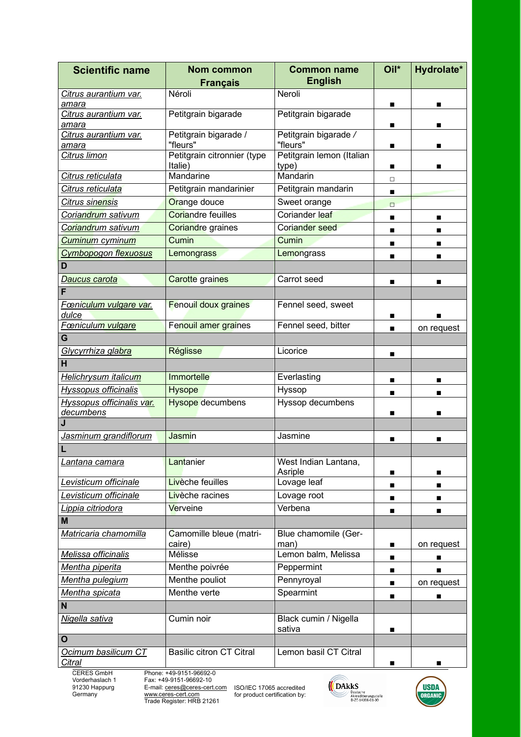| Scientific name | Nom common Français | Common name English | Oil* | Hydrolate* |
|---|---|---|---|---|
| *Citrus aurantium var. amara* | Néroli | Neroli | ■ | ■ |
| *Citrus aurantium var. amara* | Petitgrain bigarade | Petitgrain bigarade | ■ | ■ |
| *Citrus aurantium var. amara* | Petitgrain bigarade / "fleurs" | Petitgrain bigarade / "fleurs" | ■ | ■ |
| *Citrus limon* | Petitgrain citronnier (type Italie) | Petitgrain lemon (Italian type) | ■ | ■ |
| *Citrus reticulata* | Mandarine | Mandarin | □ | |
| *Citrus reticulata* | Petitgrain mandarinier | Petitgrain mandarin | ■ | |
| *Citrus sinensis* | Orange douce | Sweet orange | □ | |
| *Coriandrum sativum* | Coriandre feuilles | Coriander leaf | ■ | ■ |
| *Coriandrum sativum* | Coriandre graines | Coriander seed | ■ | ■ |
| *Cuminum cyminum* | Cumin | Cumin | ■ | ■ |
| *Cymbopogon flexuosus* | Lemongrass | Lemongrass | ■ | ■ |
| **D** | | | | |
| *Daucus carota* | Carotte graines | Carrot seed | ■ | ■ |
| **F** | | | | |
| *Fœniculum vulgare var. dulce* | Fenouil doux graines | Fennel seed, sweet | ■ | ■ |
| *Fœniculum vulgare* | Fenouil amer graines | Fennel seed, bitter | ■ | on request |
| **G** | | | | |
| *Glycyrrhiza glabra* | Réglisse | Licorice | ■ | |
| **H** | | | | |
| *Helichrysum italicum* | Immortelle | Everlasting | ■ | ■ |
| *Hyssopus officinalis* | Hysope | Hyssop | ■ | ■ |
| *Hyssopus officinalis var. decumbens* | Hysope decumbens | Hyssop decumbens | ■ | ■ |
| **J** | | | | |
| *Jasminum grandiflorum* | Jasmin | Jasmine | ■ | ■ |
| **L** | | | | |
| *Lantana camara* | Lantanier | West Indian Lantana, Asriple | ■ | ■ |
| *Levisticum officinale* | Livèche feuilles | Lovage leaf | ■ | ■ |
| *Levisticum officinale* | Livèche racines | Lovage root | ■ | ■ |
| *Lippia citriodora* | Verveine | Verbena | ■ | ■ |
| **M** | | | | |
| *Matricaria chamomilla* | Camomille bleue (matricaire) | Blue chamomile (German) | ■ | on request |
| *Melissa officinalis* | Mélisse | Lemon balm, Melissa | ■ | ■ |
| *Mentha piperita* | Menthe poivrée | Peppermint | ■ | ■ |
| *Mentha pulegium* | Menthe pouliot | Pennyroyal | ■ | on request |
| *Mentha spicata* | Menthe verte | Spearmint | ■ | ■ |
| **N** | | | | |
| *Nigella sativa* | Cumin noir | Black cumin / Nigella sativa | ■ | |
| **O** | | | | |
| *Ocimum basilicum CT Citral* | Basilic citron CT Citral | Lemon basil CT Citral | ■ | ■ |

CERES GmbH
Vorderhaslach 1
91230 Happurg
Germany

Phone: +49-9151-96692-0
Fax: +49-9151-96692-10
E-mail: ceres@ceres-cert.com
www.ceres-cert.com
Trade Register: HRB 21261

ISO/IEC 17065 accredited for product certification by: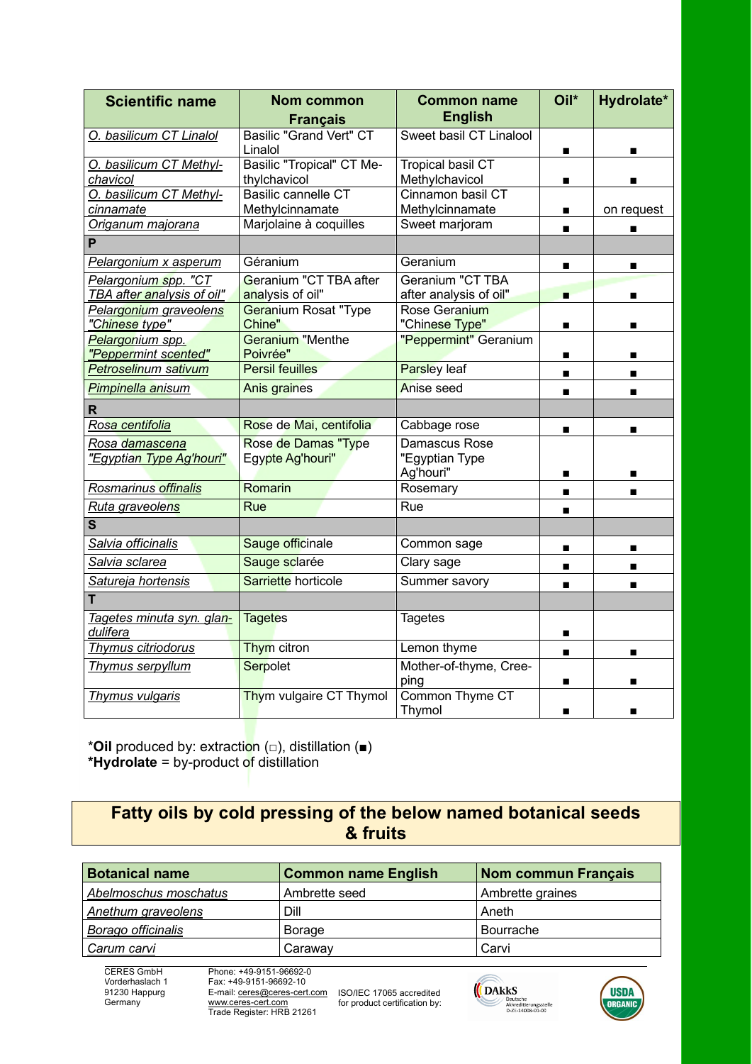| Scientific name | Nom common Français | Common name English | Oil* | Hydrolate* |
|---|---|---|---|---|
| O. basilicum CT Linalol | Basilic "Grand Vert" CT Linalol | Sweet basil CT Linalool | ■ | ■ |
| O. basilicum CT Methyl-chavicol | Basilic "Tropical" CT Methylchavicol | Tropical basil CT Methylchavicol | ■ | ■ |
| O. basilicum CT Methyl-cinnamate | Basilic cannelle CT Methylcinnamate | Cinnamon basil CT Methylcinnamate | ■ | on request |
| Origanum majorana | Marjolaine à coquilles | Sweet marjoram | ■ | ■ |
| **P** | | | | |
| Pelargonium x asperum | Géranium | Geranium | ■ | ■ |
| Pelargonium spp. "CT TBA after analysis of oil" | Geranium "CT TBA after analysis of oil" | Geranium "CT TBA after analysis of oil" | ■ | ■ |
| Pelargonium graveolens "Chinese type" | Geranium Rosat "Type Chine" | Rose Geranium "Chinese Type" | ■ | ■ |
| Pelargonium spp. "Peppermint scented" | Geranium "Menthe Poivrée" | "Peppermint" Geranium | ■ | ■ |
| Petroselinum sativum | Persil feuilles | Parsley leaf | ■ | ■ |
| Pimpinella anisum | Anis graines | Anise seed | ■ | ■ |
| **R** | | | | |
| Rosa centifolia | Rose de Mai, centifolia | Cabbage rose | ■ | ■ |
| Rosa damascena "Egyptian Type Ag'houri" | Rose de Damas "Type Egypte Ag'houri" | Damascus Rose "Egyptian Type Ag'houri" | ■ | ■ |
| Rosmarinus offinalis | Romarin | Rosemary | ■ | ■ |
| Ruta graveolens | Rue | Rue | ■ | |
| **S** | | | | |
| Salvia officinalis | Sauge officinale | Common sage | ■ | ■ |
| Salvia sclarea | Sauge sclarée | Clary sage | ■ | ■ |
| Satureja hortensis | Sarriette horticole | Summer savory | ■ | ■ |
| **T** | | | | |
| Tagetes minuta syn. glandulifera | Tagetes | Tagetes | ■ | |
| Thymus citriodorus | Thym citron | Lemon thyme | ■ | ■ |
| Thymus serpyllum | Serpolet | Mother-of-thyme, Creeping | ■ | ■ |
| Thymus vulgaris | Thym vulgaire CT Thymol | Common Thyme CT Thymol | ■ | ■ |

*__Oil__ produced by: extraction (□), distillation (■)
*__Hydrolate__ = by-product of distillation

## Fatty oils by cold pressing of the below named botanical seeds & fruits

| Botanical name | Common name English | Nom commun Français |
|---|---|---|
| Abelmoschus moschatus | Ambrette seed | Ambrette graines |
| Anethum graveolens | Dill | Aneth |
| Borago officinalis | Borage | Bourrache |
| Carum carvi | Caraway | Carvi |

CERES GmbH
Vorderhaslach 1
91230 Happurg
Germany

Phone: +49-9151-96692-0
Fax: +49-9151-96692-10
E-mail: ceres@ceres-cert.com
www.ceres-cert.com
Trade Register: HRB 21261

ISO/IEC 17065 accredited for product certification by: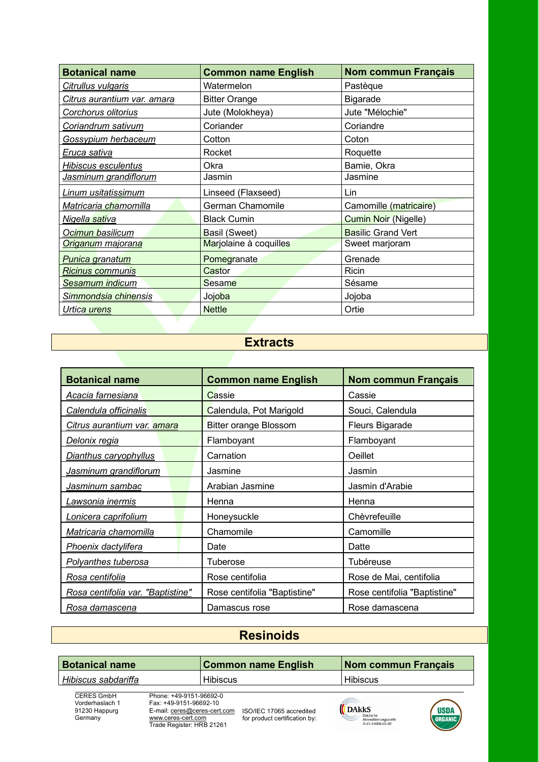| Botanical name | Common name English | Nom commun Français |
|---|---|---|
| *Citrullus vulgaris* | Watermelon | Pastèque |
| *Citrus aurantium var. amara* | Bitter Orange | Bigarade |
| *Corchorus olitorius* | Jute (Molokheya) | Jute "Mélochie" |
| *Coriandrum sativum* | Coriander | Coriandre |
| *Gossypium herbaceum* | Cotton | Coton |
| *Eruca sativa* | Rocket | Roquette |
| *Hibiscus esculentus* | Okra | Bamie, Okra |
| *Jasminum grandiflorum* | Jasmin | Jasmine |
| *Linum usitatissimum* | Linseed (Flaxseed) | Lin |
| *Matricaria chamomilla* | German Chamomile | Camomille (matricaire) |
| *Nigella sativa* | Black Cumin | Cumin Noir (Nigelle) |
| *Ocimun basilicum* | Basil (Sweet) | Basilic Grand Vert |
| *Origanum majorana* | Marjolaine à coquilles | Sweet marjoram |
| *Punica granatum* | Pomegranate | Grenade |
| *Ricinus communis* | Castor | Ricin |
| *Sesamum indicum* | Sesame | Sésame |
| *Simmondsia chinensis* | Jojoba | Jojoba |
| *Urtica urens* | Nettle | Ortie |

## Extracts

| Botanical name | Common name English | Nom commun Français |
|---|---|---|
| *Acacia farnesiana* | Cassie | Cassie |
| *Calendula officinalis* | Calendula, Pot Marigold | Souci, Calendula |
| *Citrus aurantium var. amara* | Bitter orange Blossom | Fleurs Bigarade |
| *Delonix regia* | Flamboyant | Flamboyant |
| *Dianthus caryophyllus* | Carnation | Oeillet |
| *Jasminum grandiflorum* | Jasmine | Jasmin |
| *Jasminum sambac* | Arabian Jasmine | Jasmin d'Arabie |
| *Lawsonia inermis* | Henna | Henna |
| *Lonicera caprifolium* | Honeysuckle | Chèvrefeuille |
| *Matricaria chamomilla* | Chamomile | Camomille |
| *Phoenix dactylifera* | Date | Datte |
| *Polyanthes tuberosa* | Tuberose | Tubéreuse |
| *Rosa centifolia* | Rose centifolia | Rose de Mai, centifolia |
| *Rosa centifolia var. "Baptistine"* | Rose centifolia "Baptistine" | Rose centifolia "Baptistine" |
| *Rosa damascena* | Damascus rose | Rose damascena |

## Resinoids

| Botanical name | Common name English | Nom commun Français |
|---|---|---|
| *Hibiscus sabdariffa* | Hibiscus | Hibiscus |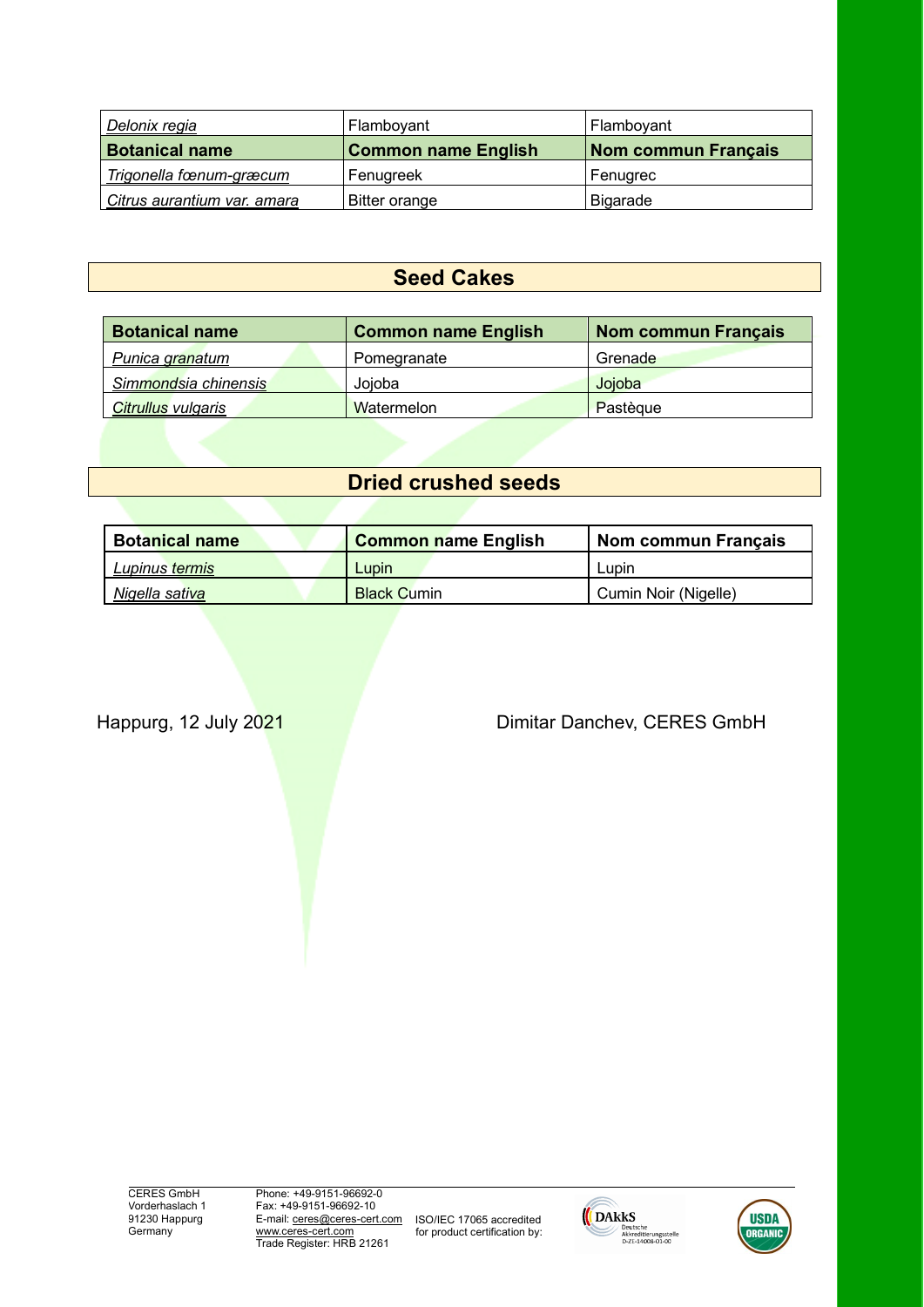| | | |
|---|---|---|
| *Delonix regia* | Flamboyant | Flamboyant |
| **Botanical name** | **Common name English** | **Nom commun Français** |
| *Trigonella fœnum-græcum* | Fenugreek | Fenugrec |
| *Citrus aurantium var. amara* | Bitter orange | Bigarade |

## Seed Cakes

| Botanical name | Common name English | Nom commun Français |
|---|---|---|
| *Punica granatum* | Pomegranate | Grenade |
| *Simmondsia chinensis* | Jojoba | Jojoba |
| *Citrullus vulgaris* | Watermelon | Pastèque |

## Dried crushed seeds

| Botanical name | Common name English | Nom commun Français |
|---|---|---|
| *Lupinus termis* | Lupin | Lupin |
| *Nigella sativa* | Black Cumin | Cumin Noir (Nigelle) |

Happurg, 12 July 2021

Dimitar Danchev, CERES GmbH

CERES GmbH
Vorderhaslach 1
91230 Happurg
Germany

Phone: +49-9151-96692-0
Fax: +49-9151-96692-10
E-mail: ceres@ceres-cert.com
www.ceres-cert.com
Trade Register: HRB 21261

ISO/IEC 17065 accredited for product certification by:

DAkkS Deutsche Akkreditierungsstelle D-ZE-14008-01-00

USDA ORGANIC